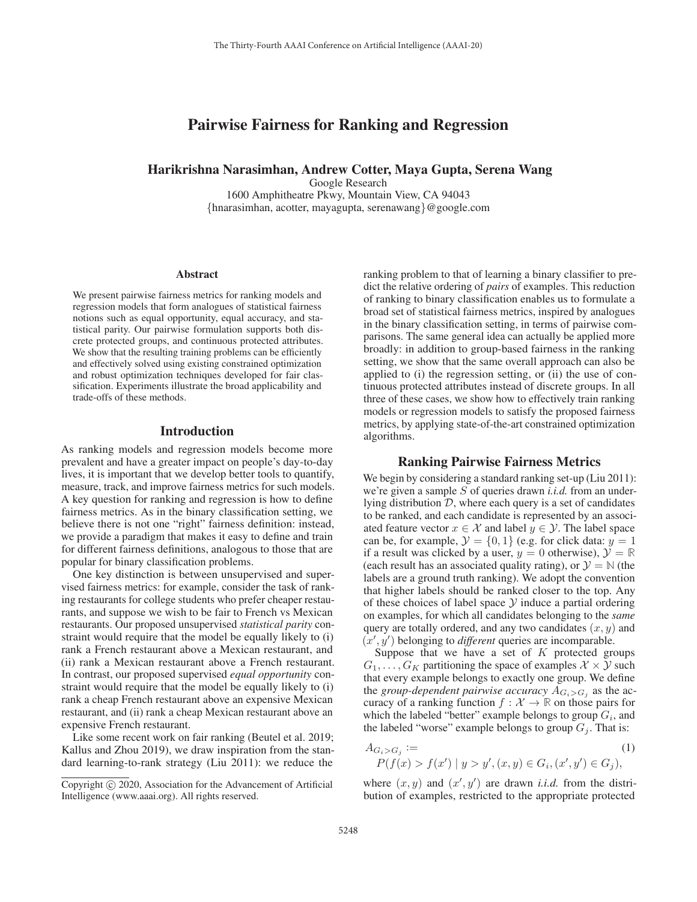# Pairwise Fairness for Ranking and Regression

**Harikrishna Narasimhan, Andrew Cotter, Maya Gupta, Serena Wang**

Google Research
1600 Amphitheatre Pkwy, Mountain View, CA 94043
{hnarasimhan, acotter, mayagupta, serenawang}@google.com

### Abstract

We present pairwise fairness metrics for ranking models and regression models that form analogues of statistical fairness notions such as equal opportunity, equal accuracy, and statistical parity. Our pairwise formulation supports both discrete protected groups, and continuous protected attributes. We show that the resulting training problems can be efficiently and effectively solved using existing constrained optimization and robust optimization techniques developed for fair classification. Experiments illustrate the broad applicability and trade-offs of these methods.

## Introduction

As ranking models and regression models become more prevalent and have a greater impact on people's day-to-day lives, it is important that we develop better tools to quantify, measure, track, and improve fairness metrics for such models. A key question for ranking and regression is how to define fairness metrics. As in the binary classification setting, we believe there is not one "right" fairness definition: instead, we provide a paradigm that makes it easy to define and train for different fairness definitions, analogous to those that are popular for binary classification problems.

One key distinction is between unsupervised and supervised fairness metrics: for example, consider the task of ranking restaurants for college students who prefer cheaper restaurants, and suppose we wish to be fair to French vs Mexican restaurants. Our proposed unsupervised *statistical parity* constraint would require that the model be equally likely to (i) rank a French restaurant above a Mexican restaurant, and (ii) rank a Mexican restaurant above a French restaurant. In contrast, our proposed supervised *equal opportunity* constraint would require that the model be equally likely to (i) rank a cheap French restaurant above an expensive Mexican restaurant, and (ii) rank a cheap Mexican restaurant above an expensive French restaurant.

Like some recent work on fair ranking (Beutel et al. 2019; Kallus and Zhou 2019), we draw inspiration from the standard learning-to-rank strategy (Liu 2011): we reduce the ranking problem to that of learning a binary classifier to predict the relative ordering of *pairs* of examples. This reduction of ranking to binary classification enables us to formulate a broad set of statistical fairness metrics, inspired by analogues in the binary classification setting, in terms of pairwise comparisons. The same general idea can actually be applied more broadly: in addition to group-based fairness in the ranking setting, we show that the same overall approach can also be applied to (i) the regression setting, or (ii) the use of continuous protected attributes instead of discrete groups. In all three of these cases, we show how to effectively train ranking models or regression models to satisfy the proposed fairness metrics, by applying state-of-the-art constrained optimization algorithms.

## Ranking Pairwise Fairness Metrics

We begin by considering a standard ranking set-up (Liu 2011): we're given a sample $S$ of queries drawn *i.i.d.* from an underlying distribution $\mathcal{D}$, where each query is a set of candidates to be ranked, and each candidate is represented by an associated feature vector $x \in \mathcal{X}$ and label $y \in \mathcal{Y}$. The label space can be, for example, $\mathcal{Y} = \{0, 1\}$ (e.g. for click data: $y = 1$ if a result was clicked by a user, $y = 0$ otherwise), $\mathcal{Y} = \mathbb{R}$ (each result has an associated quality rating), or $\mathcal{Y} = \mathbb{N}$ (the labels are a ground truth ranking). We adopt the convention that higher labels should be ranked closer to the top. Any of these choices of label space $\mathcal{Y}$ induce a partial ordering on examples, for which all candidates belonging to the *same* query are totally ordered, and any two candidates $(x, y)$ and $(x', y')$ belonging to *different* queries are incomparable.

Suppose that we have a set of $K$ protected groups $G_1, \ldots, G_K$ partitioning the space of examples $\mathcal{X} \times \mathcal{Y}$ such that every example belongs to exactly one group. We define the *group-dependent pairwise accuracy* $A_{G_i > G_j}$ as the accuracy of a ranking function $f : \mathcal{X} \to \mathbb{R}$ on those pairs for which the labeled "better" example belongs to group $G_i$, and the labeled "worse" example belongs to group $G_j$. That is:

$$A_{G_i > G_j} := \qquad (1)$$
$$P(f(x) > f(x') \mid y > y', (x, y) \in G_i, (x', y') \in G_j),$$

where $(x, y)$ and $(x', y')$ are drawn *i.i.d.* from the distribution of examples, restricted to the appropriate protected

Copyright © 2020, Association for the Advancement of Artificial Intelligence (www.aaai.org). All rights reserved.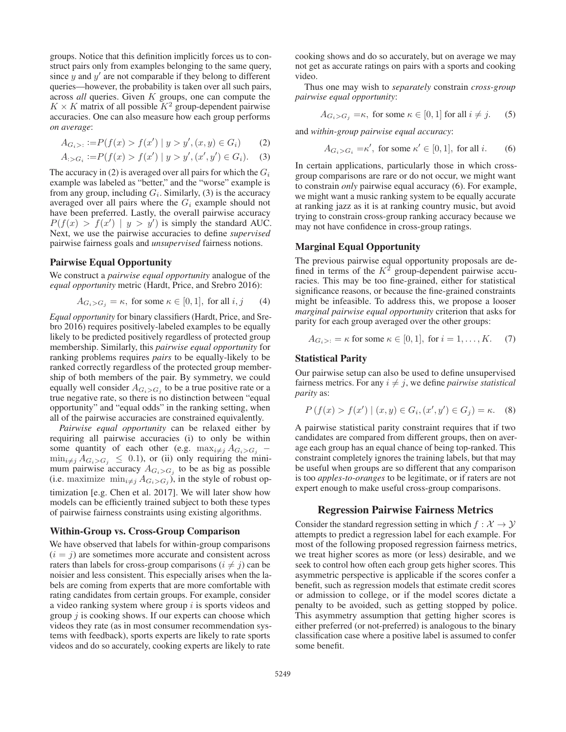groups. Notice that this definition implicitly forces us to construct pairs only from examples belonging to the same query, since $y$ and $y'$ are not comparable if they belong to different queries—however, the probability is taken over all such pairs, across *all* queries. Given $K$ groups, one can compute the $K \times K$ matrix of all possible $K^2$ group-dependent pairwise accuracies. One can also measure how each group performs *on average*:

$$A_{G_i>:} := P(f(x) > f(x') \mid y > y', (x, y) \in G_i) \quad (2)$$

$$A_{:>G_i} := P(f(x) > f(x') \mid y > y', (x', y') \in G_i). \quad (3)$$

The accuracy in (2) is averaged over all pairs for which the $G_i$ example was labeled as "better," and the "worse" example is from any group, including $G_i$. Similarly, (3) is the accuracy averaged over all pairs where the $G_i$ example should not have been preferred. Lastly, the overall pairwise accuracy $P(f(x) > f(x') \mid y > y')$ is simply the standard AUC. Next, we use the pairwise accuracies to define *supervised* pairwise fairness goals and *unsupervised* fairness notions.

### Pairwise Equal Opportunity

We construct a *pairwise equal opportunity* analogue of the *equal opportunity* metric (Hardt, Price, and Srebro 2016):

$$A_{G_i>G_j} = \kappa, \text{ for some } \kappa \in [0, 1], \text{ for all } i, j \quad (4)$$

*Equal opportunity* for binary classifiers (Hardt, Price, and Srebro 2016) requires positively-labeled examples to be equally likely to be predicted positively regardless of protected group membership. Similarly, this *pairwise equal opportunity* for ranking problems requires *pairs* to be equally-likely to be ranked correctly regardless of the protected group membership of both members of the pair. By symmetry, we could equally well consider $A_{G_i>G_j}$ to be a true positive rate or a true negative rate, so there is no distinction between "equal opportunity" and "equal odds" in the ranking setting, when all of the pairwise accuracies are constrained equivalently.

*Pairwise equal opportunity* can be relaxed either by requiring all pairwise accuracies (i) to only be within some quantity of each other (e.g. $\max_{i \neq j} A_{G_i>G_j} - \min_{i \neq j} A_{G_i>G_j} \leq 0.1$), or (ii) only requiring the minimum pairwise accuracy $A_{G_i>G_j}$ to be as big as possible (i.e. maximize $\min_{i \neq j} A_{G_i>G_j}$), in the style of robust optimization [e.g. Chen et al. 2017]. We will later show how models can be efficiently trained subject to both these types of pairwise fairness constraints using existing algorithms.

### Within-Group vs. Cross-Group Comparison

We have observed that labels for within-group comparisons ($i = j$) are sometimes more accurate and consistent across raters than labels for cross-group comparisons ($i \neq j$) can be noisier and less consistent. This especially arises when the labels are coming from experts that are more comfortable with rating candidates from certain groups. For example, consider a video ranking system where group $i$ is sports videos and group $j$ is cooking shows. If our experts can choose which videos they rate (as in most consumer recommendation systems with feedback), sports experts are likely to rate sports videos and do so accurately, cooking experts are likely to rate cooking shows and do so accurately, but on average we may not get as accurate ratings on pairs with a sports and cooking video.

Thus one may wish to *separately* constrain *cross-group pairwise equal opportunity*:

$$A_{G_i>G_j} = \kappa, \text{ for some } \kappa \in [0, 1] \text{ for all } i \neq j. \quad (5)$$

and *within-group pairwise equal accuracy*:

$$A_{G_i>G_i} = \kappa', \text{ for some } \kappa' \in [0, 1], \text{ for all } i. \quad (6)$$

In certain applications, particularly those in which cross-group comparisons are rare or do not occur, we might want to constrain *only* pairwise equal accuracy (6). For example, we might want a music ranking system to be equally accurate at ranking jazz as it is at ranking country music, but avoid trying to constrain cross-group ranking accuracy because we may not have confidence in cross-group ratings.

### Marginal Equal Opportunity

The previous pairwise equal opportunity proposals are defined in terms of the $K^2$ group-dependent pairwise accuracies. This may be too fine-grained, either for statistical significance reasons, or because the fine-grained constraints might be infeasible. To address this, we propose a looser *marginal pairwise equal opportunity* criterion that asks for parity for each group averaged over the other groups:

$$A_{G_i>:} = \kappa \text{ for some } \kappa \in [0, 1], \text{ for } i = 1, \ldots, K. \quad (7)$$

### Statistical Parity

Our pairwise setup can also be used to define unsupervised fairness metrics. For any $i \neq j$, we define *pairwise statistical parity* as:

$$P\left(f(x) > f(x') \mid (x, y) \in G_i, (x', y') \in G_j\right) = \kappa. \quad (8)$$

A pairwise statistical parity constraint requires that if two candidates are compared from different groups, then on average each group has an equal chance of being top-ranked. This constraint completely ignores the training labels, but that may be useful when groups are so different that any comparison is too *apples-to-oranges* to be legitimate, or if raters are not expert enough to make useful cross-group comparisons.

## Regression Pairwise Fairness Metrics

Consider the standard regression setting in which $f : \mathcal{X} \to \mathcal{Y}$ attempts to predict a regression label for each example. For most of the following proposed regression fairness metrics, we treat higher scores as more (or less) desirable, and we seek to control how often each group gets higher scores. This asymmetric perspective is applicable if the scores confer a benefit, such as regression models that estimate credit scores or admission to college, or if the model scores dictate a penalty to be avoided, such as getting stopped by police. This asymmetry assumption that getting higher scores is either preferred (or not-preferred) is analogous to the binary classification case where a positive label is assumed to confer some benefit.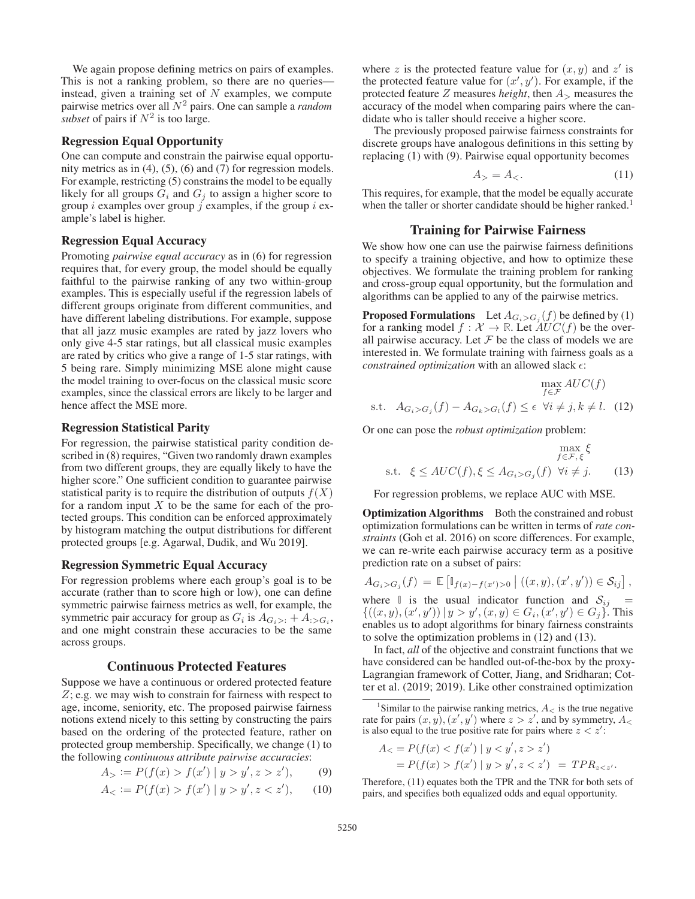We again propose defining metrics on pairs of examples. This is not a ranking problem, so there are no queries—instead, given a training set of $N$ examples, we compute pairwise metrics over all $N^2$ pairs. One can sample a *random subset* of pairs if $N^2$ is too large.

### Regression Equal Opportunity

One can compute and constrain the pairwise equal opportunity metrics as in (4), (5), (6) and (7) for regression models. For example, restricting (5) constrains the model to be equally likely for all groups $G_i$ and $G_j$ to assign a higher score to group $i$ examples over group $j$ examples, if the group $i$ example's label is higher.

### Regression Equal Accuracy

Promoting *pairwise equal accuracy* as in (6) for regression requires that, for every group, the model should be equally faithful to the pairwise ranking of any two within-group examples. This is especially useful if the regression labels of different groups originate from different communities, and have different labeling distributions. For example, suppose that all jazz music examples are rated by jazz lovers who only give 4-5 star ratings, but all classical music examples are rated by critics who give a range of 1-5 star ratings, with 5 being rare. Simply minimizing MSE alone might cause the model training to over-focus on the classical music score examples, since the classical errors are likely to be larger and hence affect the MSE more.

### Regression Statistical Parity

For regression, the pairwise statistical parity condition described in (8) requires, "Given two randomly drawn examples from two different groups, they are equally likely to have the higher score." One sufficient condition to guarantee pairwise statistical parity is to require the distribution of outputs $f(X)$ for a random input $X$ to be the same for each of the protected groups. This condition can be enforced approximately by histogram matching the output distributions for different protected groups [e.g. Agarwal, Dudik, and Wu 2019].

### Regression Symmetric Equal Accuracy

For regression problems where each group's goal is to be accurate (rather than to score high or low), one can define symmetric pairwise fairness metrics as well, for example, the symmetric pair accuracy for group as $G_i$ is $A_{G_i>:} + A_{:>G_i}$, and one might constrain these accuracies to be the same across groups.

## Continuous Protected Features

Suppose we have a continuous or ordered protected feature $Z$; e.g. we may wish to constrain for fairness with respect to age, income, seniority, etc. The proposed pairwise fairness notions extend nicely to this setting by constructing the pairs based on the ordering of the protected feature, rather on protected group membership. Specifically, we change (1) to the following *continuous attribute pairwise accuracies*:

$$A_{>} := P(f(x) > f(x') \mid y > y', z > z'), \tag{9}$$

$$A_{<} := P(f(x) > f(x') \mid y > y', z < z'), \tag{10}$$

where $z$ is the protected feature value for $(x, y)$ and $z'$ is the protected feature value for $(x', y')$. For example, if the protected feature $Z$ measures *height*, then $A_{>}$ measures the accuracy of the model when comparing pairs where the candidate who is taller should receive a higher score.

The previously proposed pairwise fairness constraints for discrete groups have analogous definitions in this setting by replacing (1) with (9). Pairwise equal opportunity becomes

$$A_{>} = A_{<}. \tag{11}$$

This requires, for example, that the model be equally accurate when the taller or shorter candidate should be higher ranked.[1]

## Training for Pairwise Fairness

We show how one can use the pairwise fairness definitions to specify a training objective, and how to optimize these objectives. We formulate the training problem for ranking and cross-group equal opportunity, but the formulation and algorithms can be applied to any of the pairwise metrics.

**Proposed Formulations** Let $A_{G_i>G_j}(f)$ be defined by (1) for a ranking model $f : \mathcal{X} \to \mathbb{R}$. Let $AUC(f)$ be the overall pairwise accuracy. Let $\mathcal{F}$ be the class of models we are interested in. We formulate training with fairness goals as a *constrained optimization* with an allowed slack $\epsilon$:

$$\max_{f \in \mathcal{F}} AUC(f)$$
$$\text{s.t.} \quad A_{G_i>G_j}(f) - A_{G_k>G_l}(f) \leq \epsilon \;\; \forall i \neq j, k \neq l. \tag{12}$$

Or one can pose the *robust optimization* problem:

$$\max_{f \in \mathcal{F}, \xi} \xi$$
$$\text{s.t.} \quad \xi \leq AUC(f), \xi \leq A_{G_i>G_j}(f) \;\; \forall i \neq j. \tag{13}$$

For regression problems, we replace AUC with MSE.

**Optimization Algorithms** Both the constrained and robust optimization formulations can be written in terms of *rate constraints* (Goh et al. 2016) on score differences. For example, we can re-write each pairwise accuracy term as a positive prediction rate on a subset of pairs:

$$A_{G_i>G_j}(f) = \mathbb{E}\left[\mathbb{I}_{f(x)-f(x')>0} \mid ((x,y),(x',y')) \in \mathcal{S}_{ij}\right],$$

where $\mathbb{I}$ is the usual indicator function and $\mathcal{S}_{ij} = \{((x,y),(x',y')) \mid y > y', (x,y) \in G_i, (x',y') \in G_j\}$. This enables us to adopt algorithms for binary fairness constraints to solve the optimization problems in (12) and (13).

In fact, *all* of the objective and constraint functions that we have considered can be handled out-of-the-box by the proxy-Lagrangian framework of Cotter, Jiang, and Sridharan; Cotter et al. (2019; 2019). Like other constrained optimization

[1] Similar to the pairwise ranking metrics, $A_{<}$ is the true negative rate for pairs $(x, y), (x', y')$ where $z > z'$, and by symmetry, $A_{<}$ is also equal to the true positive rate for pairs where $z < z'$:

$$A_{<} = P(f(x) < f(x') \mid y < y', z > z')$$
$$= P(f(x) > f(x') \mid y > y', z < z') \; = \; TPR_{z<z'}.$$

Therefore, (11) equates both the TPR and the TNR for both sets of pairs, and specifies both equalized odds and equal opportunity.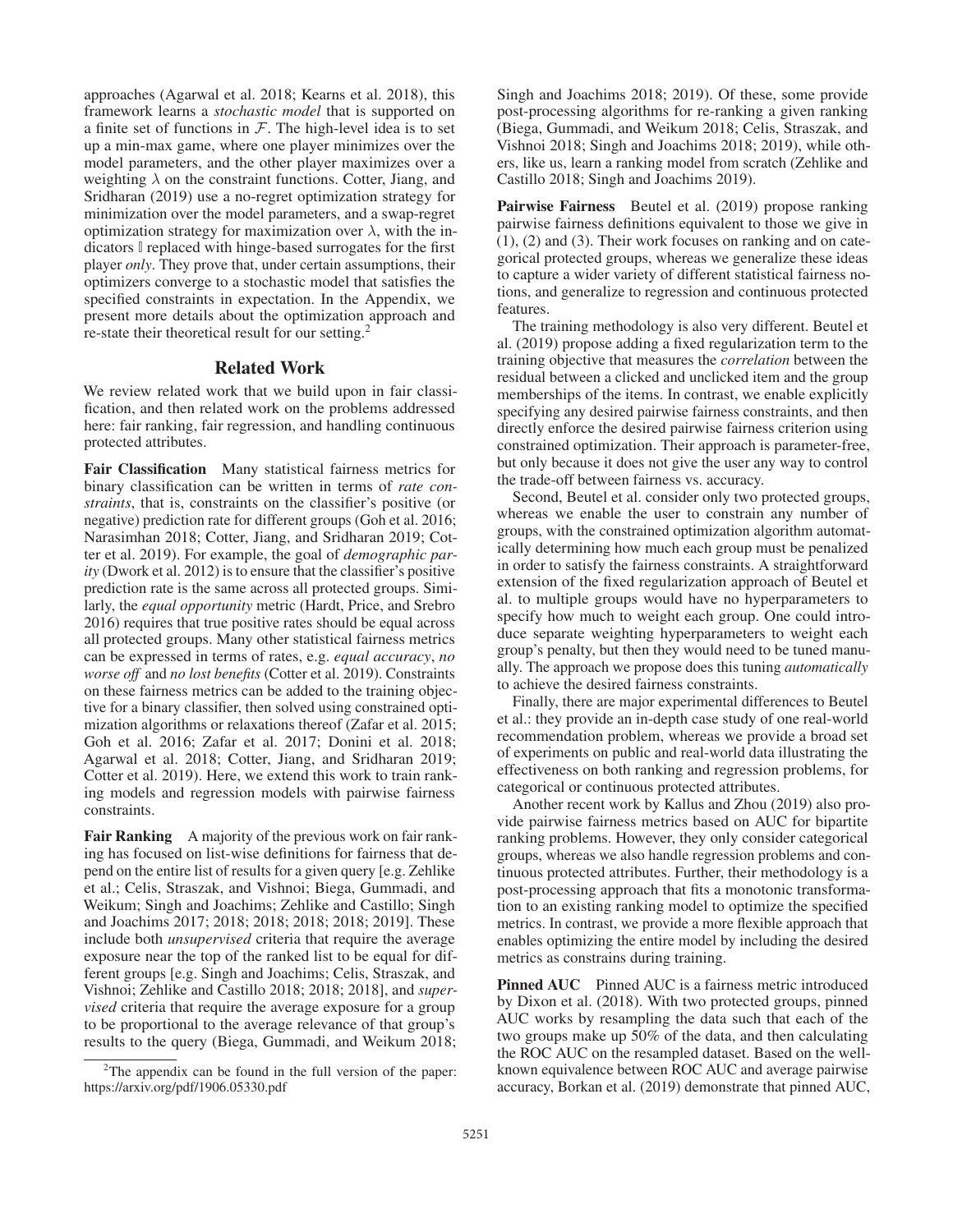approaches (Agarwal et al. 2018; Kearns et al. 2018), this framework learns a *stochastic model* that is supported on a finite set of functions in $\mathcal{F}$. The high-level idea is to set up a min-max game, where one player minimizes over the model parameters, and the other player maximizes over a weighting $\lambda$ on the constraint functions. Cotter, Jiang, and Sridharan (2019) use a no-regret optimization strategy for minimization over the model parameters, and a swap-regret optimization strategy for maximization over $\lambda$, with the indicators $\mathbb{I}$ replaced with hinge-based surrogates for the first player *only*. They prove that, under certain assumptions, their optimizers converge to a stochastic model that satisfies the specified constraints in expectation. In the Appendix, we present more details about the optimization approach and re-state their theoretical result for our setting.[2]

## Related Work

We review related work that we build upon in fair classification, and then related work on the problems addressed here: fair ranking, fair regression, and handling continuous protected attributes.

**Fair Classification** Many statistical fairness metrics for binary classification can be written in terms of *rate constraints*, that is, constraints on the classifier's positive (or negative) prediction rate for different groups (Goh et al. 2016; Narasimhan 2018; Cotter, Jiang, and Sridharan 2019; Cotter et al. 2019). For example, the goal of *demographic parity* (Dwork et al. 2012) is to ensure that the classifier's positive prediction rate is the same across all protected groups. Similarly, the *equal opportunity* metric (Hardt, Price, and Srebro 2016) requires that true positive rates should be equal across all protected groups. Many other statistical fairness metrics can be expressed in terms of rates, e.g. *equal accuracy*, *no worse off* and *no lost benefits* (Cotter et al. 2019). Constraints on these fairness metrics can be added to the training objective for a binary classifier, then solved using constrained optimization algorithms or relaxations thereof (Zafar et al. 2015; Goh et al. 2016; Zafar et al. 2017; Donini et al. 2018; Agarwal et al. 2018; Cotter, Jiang, and Sridharan 2019; Cotter et al. 2019). Here, we extend this work to train ranking models and regression models with pairwise fairness constraints.

**Fair Ranking** A majority of the previous work on fair ranking has focused on list-wise definitions for fairness that depend on the entire list of results for a given query [e.g. Zehlike et al.; Celis, Straszak, and Vishnoi; Biega, Gummadi, and Weikum; Singh and Joachims; Zehlike and Castillo; Singh and Joachims 2017; 2018; 2018; 2018; 2018; 2019]. These include both *unsupervised* criteria that require the average exposure near the top of the ranked list to be equal for different groups [e.g. Singh and Joachims; Celis, Straszak, and Vishnoi; Zehlike and Castillo 2018; 2018; 2018], and *supervised* criteria that require the average exposure for a group to be proportional to the average relevance of that group's results to the query (Biega, Gummadi, and Weikum 2018; Singh and Joachims 2018; 2019). Of these, some provide post-processing algorithms for re-ranking a given ranking (Biega, Gummadi, and Weikum 2018; Celis, Straszak, and Vishnoi 2018; Singh and Joachims 2018; 2019), while others, like us, learn a ranking model from scratch (Zehlike and Castillo 2018; Singh and Joachims 2019).

**Pairwise Fairness** Beutel et al. (2019) propose ranking pairwise fairness definitions equivalent to those we give in (1), (2) and (3). Their work focuses on ranking and on categorical protected groups, whereas we generalize these ideas to capture a wider variety of different statistical fairness notions, and generalize to regression and continuous protected features.

The training methodology is also very different. Beutel et al. (2019) propose adding a fixed regularization term to the training objective that measures the *correlation* between the residual between a clicked and unclicked item and the group memberships of the items. In contrast, we enable explicitly specifying any desired pairwise fairness constraints, and then directly enforce the desired pairwise fairness criterion using constrained optimization. Their approach is parameter-free, but only because it does not give the user any way to control the trade-off between fairness vs. accuracy.

Second, Beutel et al. consider only two protected groups, whereas we enable the user to constrain any number of groups, with the constrained optimization algorithm automatically determining how much each group must be penalized in order to satisfy the fairness constraints. A straightforward extension of the fixed regularization approach of Beutel et al. to multiple groups would have no hyperparameters to specify how much to weight each group. One could introduce separate weighting hyperparameters to weight each group's penalty, but then they would need to be tuned manually. The approach we propose does this tuning *automatically* to achieve the desired fairness constraints.

Finally, there are major experimental differences to Beutel et al.: they provide an in-depth case study of one real-world recommendation problem, whereas we provide a broad set of experiments on public and real-world data illustrating the effectiveness on both ranking and regression problems, for categorical or continuous protected attributes.

Another recent work by Kallus and Zhou (2019) also provide pairwise fairness metrics based on AUC for bipartite ranking problems. However, they only consider categorical groups, whereas we also handle regression problems and continuous protected attributes. Further, their methodology is a post-processing approach that fits a monotonic transformation to an existing ranking model to optimize the specified metrics. In contrast, we provide a more flexible approach that enables optimizing the entire model by including the desired metrics as constrains during training.

**Pinned AUC** Pinned AUC is a fairness metric introduced by Dixon et al. (2018). With two protected groups, pinned AUC works by resampling the data such that each of the two groups make up 50% of the data, and then calculating the ROC AUC on the resampled dataset. Based on the well-known equivalence between ROC AUC and average pairwise accuracy, Borkan et al. (2019) demonstrate that pinned AUC,

[2] The appendix can be found in the full version of the paper: https://arxiv.org/pdf/1906.05330.pdf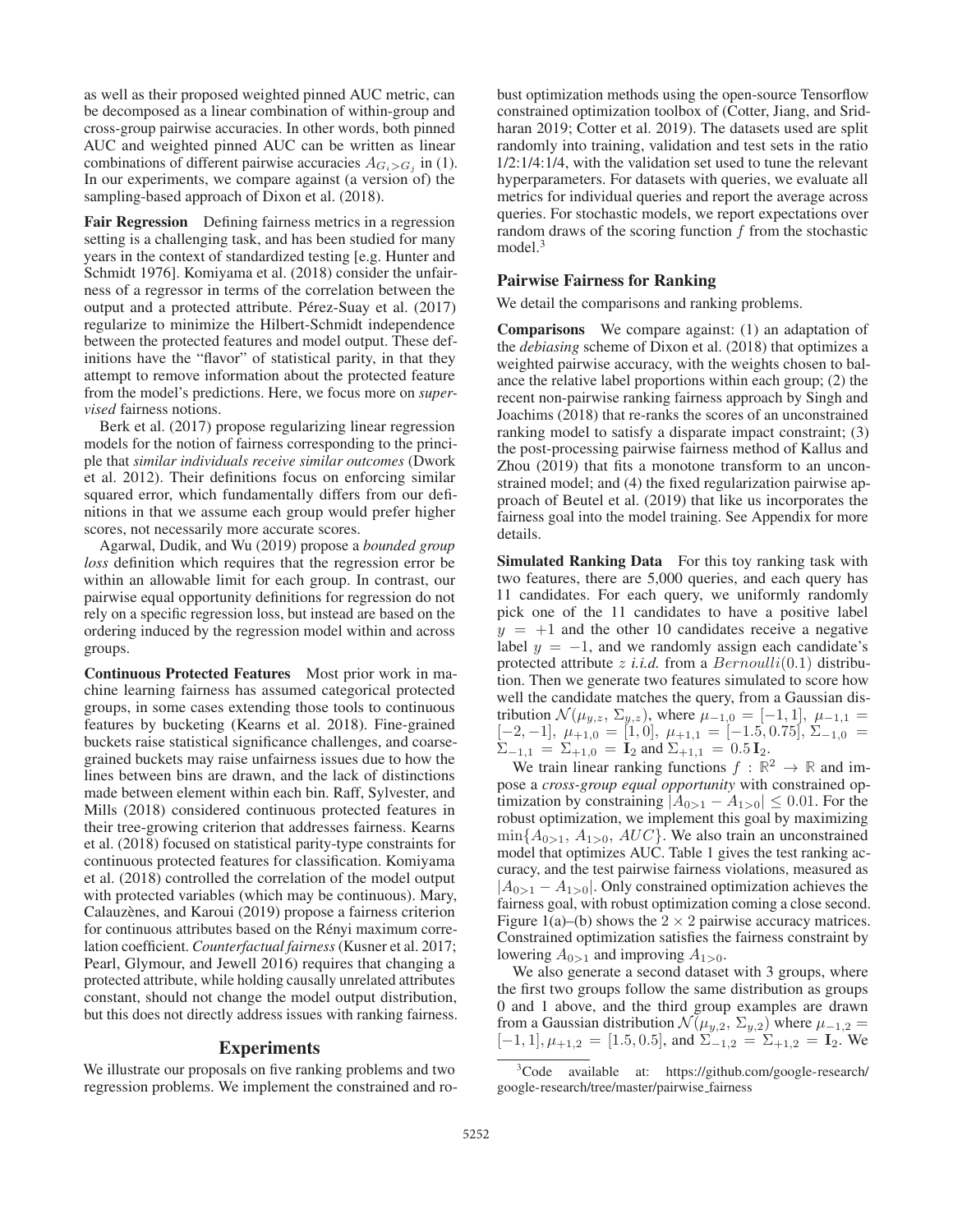as well as their proposed weighted pinned AUC metric, can be decomposed as a linear combination of within-group and cross-group pairwise accuracies. In other words, both pinned AUC and weighted pinned AUC can be written as linear combinations of different pairwise accuracies $A_{G_i > G_j}$ in (1). In our experiments, we compare against (a version of) the sampling-based approach of Dixon et al. (2018).

**Fair Regression** Defining fairness metrics in a regression setting is a challenging task, and has been studied for many years in the context of standardized testing [e.g. Hunter and Schmidt 1976]. Komiyama et al. (2018) consider the unfairness of a regressor in terms of the correlation between the output and a protected attribute. Pérez-Suay et al. (2017) regularize to minimize the Hilbert-Schmidt independence between the protected features and model output. These definitions have the "flavor" of statistical parity, in that they attempt to remove information about the protected feature from the model's predictions. Here, we focus more on *supervised* fairness notions.

Berk et al. (2017) propose regularizing linear regression models for the notion of fairness corresponding to the principle that *similar individuals receive similar outcomes* (Dwork et al. 2012). Their definitions focus on enforcing similar squared error, which fundamentally differs from our definitions in that we assume each group would prefer higher scores, not necessarily more accurate scores.

Agarwal, Dudik, and Wu (2019) propose a *bounded group loss* definition which requires that the regression error be within an allowable limit for each group. In contrast, our pairwise equal opportunity definitions for regression do not rely on a specific regression loss, but instead are based on the ordering induced by the regression model within and across groups.

**Continuous Protected Features** Most prior work in machine learning fairness has assumed categorical protected groups, in some cases extending those tools to continuous features by bucketing (Kearns et al. 2018). Fine-grained buckets raise statistical significance challenges, and coarse-grained buckets may raise unfairness issues due to how the lines between bins are drawn, and the lack of distinctions made between element within each bin. Raff, Sylvester, and Mills (2018) considered continuous protected features in their tree-growing criterion that addresses fairness. Kearns et al. (2018) focused on statistical parity-type constraints for continuous protected features for classification. Komiyama et al. (2018) controlled the correlation of the model output with protected variables (which may be continuous). Mary, Calauzènes, and Karoui (2019) propose a fairness criterion for continuous attributes based on the Rényi maximum correlation coefficient. *Counterfactual fairness* (Kusner et al. 2017; Pearl, Glymour, and Jewell 2016) requires that changing a protected attribute, while holding causally unrelated attributes constant, should not change the model output distribution, but this does not directly address issues with ranking fairness.

## Experiments

We illustrate our proposals on five ranking problems and two regression problems. We implement the constrained and robust optimization methods using the open-source Tensorflow constrained optimization toolbox of (Cotter, Jiang, and Sridharan 2019; Cotter et al. 2019). The datasets used are split randomly into training, validation and test sets in the ratio 1/2:1/4:1/4, with the validation set used to tune the relevant hyperparameters. For datasets with queries, we evaluate all metrics for individual queries and report the average across queries. For stochastic models, we report expectations over random draws of the scoring function $f$ from the stochastic model.[3]

### Pairwise Fairness for Ranking

We detail the comparisons and ranking problems.

**Comparisons** We compare against: (1) an adaptation of the *debiasing* scheme of Dixon et al. (2018) that optimizes a weighted pairwise accuracy, with the weights chosen to balance the relative label proportions within each group; (2) the recent non-pairwise ranking fairness approach by Singh and Joachims (2018) that re-ranks the scores of an unconstrained ranking model to satisfy a disparate impact constraint; (3) the post-processing pairwise fairness method of Kallus and Zhou (2019) that fits a monotone transform to an unconstrained model; and (4) the fixed regularization pairwise approach of Beutel et al. (2019) that like us incorporates the fairness goal into the model training. See Appendix for more details.

**Simulated Ranking Data** For this toy ranking task with two features, there are 5,000 queries, and each query has 11 candidates. For each query, we uniformly randomly pick one of the 11 candidates to have a positive label $y = +1$ and the other 10 candidates receive a negative label $y = -1$, and we randomly assign each candidate's protected attribute $z$ *i.i.d.* from a $Bernoulli(0.1)$ distribution. Then we generate two features simulated to score how well the candidate matches the query, from a Gaussian distribution $\mathcal{N}(\mu_{y,z}, \Sigma_{y,z})$, where $\mu_{-1,0} = [-1, 1]$, $\mu_{-1,1} = [-2, -1]$, $\mu_{+1,0} = [1, 0]$, $\mu_{+1,1} = [-1.5, 0.75]$, $\Sigma_{-1,0} = \Sigma_{-1,1} = \Sigma_{+1,0} = \mathbf{I}_2$ and $\Sigma_{+1,1} = 0.5\,\mathbf{I}_2$.

We train linear ranking functions $f : \mathbb{R}^2 \to \mathbb{R}$ and impose a *cross-group equal opportunity* with constrained optimization by constraining $|A_{0>1} - A_{1>0}| \leq 0.01$. For the robust optimization, we implement this goal by maximizing $\min\{A_{0>1},\, A_{1>0},\, AUC\}$. We also train an unconstrained model that optimizes AUC. Table 1 gives the test ranking accuracy, and the test pairwise fairness violations, measured as $|A_{0>1} - A_{1>0}|$. Only constrained optimization achieves the fairness goal, with robust optimization coming a close second. Figure 1(a)–(b) shows the $2 \times 2$ pairwise accuracy matrices. Constrained optimization satisfies the fairness constraint by lowering $A_{0>1}$ and improving $A_{1>0}$.

We also generate a second dataset with 3 groups, where the first two groups follow the same distribution as groups 0 and 1 above, and the third group examples are drawn from a Gaussian distribution $\mathcal{N}(\mu_{y,2}, \Sigma_{y,2})$ where $\mu_{-1,2} = [-1, 1]$, $\mu_{+1,2} = [1.5, 0.5]$, and $\Sigma_{-1,2} = \Sigma_{+1,2} = \mathbf{I}_2$. We

[3] Code available at: https://github.com/google-research/google-research/tree/master/pairwise_fairness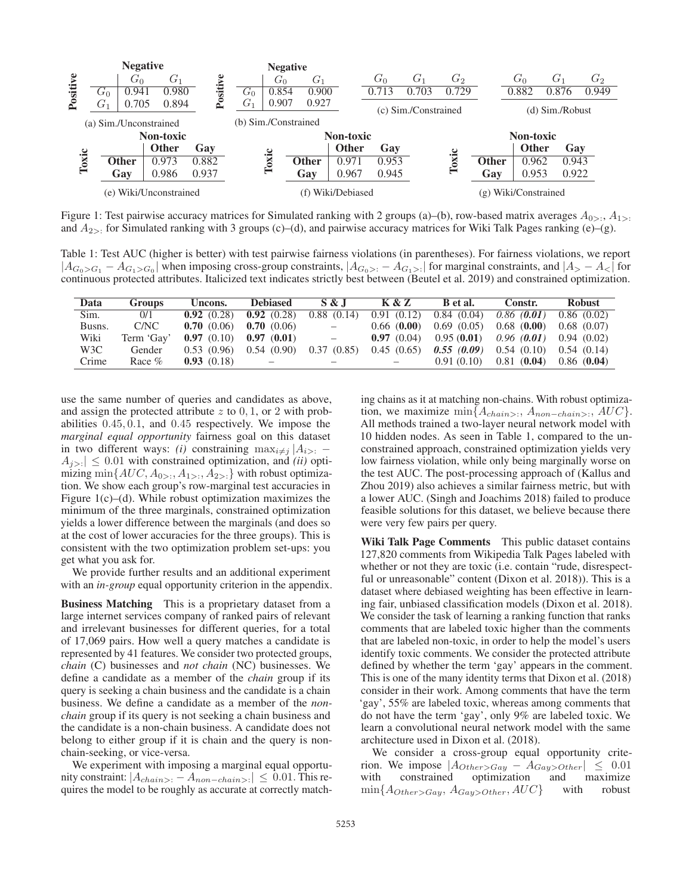**(a) Sim./Unconstrained**

| Positive \ Negative | $G_0$ | $G_1$ |
|---|---|---|
| $G_0$ | 0.941 | 0.980 |
| $G_1$ | 0.705 | 0.894 |

**(b) Sim./Constrained**

| Positive \ Negative | $G_0$ | $G_1$ |
|---|---|---|
| $G_0$ | 0.854 | 0.900 |
| $G_1$ | 0.907 | 0.927 |

**(c) Sim./Constrained**

| $G_0$ | $G_1$ | $G_2$ |
|---|---|---|
| 0.713 | 0.703 | 0.729 |

**(d) Sim./Robust**

| $G_0$ | $G_1$ | $G_2$ |
|---|---|---|
| 0.882 | 0.876 | 0.949 |

**(e) Wiki/Unconstrained**

| Toxic \ Non-toxic | Other | Gay |
|---|---|---|
| **Other** | 0.973 | 0.882 |
| **Gay** | 0.986 | 0.937 |

**(f) Wiki/Debiased**

| Toxic \ Non-toxic | Other | Gay |
|---|---|---|
| **Other** | 0.971 | 0.953 |
| **Gay** | 0.967 | 0.945 |

**(g) Wiki/Constrained**

| Toxic \ Non-toxic | Other | Gay |
|---|---|---|
| **Other** | 0.962 | 0.943 |
| **Gay** | 0.953 | 0.922 |

Figure 1: Test pairwise accuracy matrices for Simulated ranking with 2 groups (a)–(b), row-based matrix averages $A_{0>:}$, $A_{1>:}$ and $A_{2>:}$ for Simulated ranking with 3 groups (c)–(d), and pairwise accuracy matrices for Wiki Talk Pages ranking (e)–(g).

Table 1: Test AUC (higher is better) with test pairwise fairness violations (in parentheses). For fairness violations, we report $|A_{G_0>G_1} - A_{G_1>G_0}|$ when imposing cross-group constraints, $|A_{G_0>:} - A_{G_1>:}|$ for marginal constraints, and $|A_> - A_<|$ for continuous protected attributes. Italicized text indicates strictly best between (Beutel et al. 2019) and constrained optimization.

| Data | Groups | Uncons. | Debiased | S & J | K & Z | B et al. | Constr. | Robust |
|---|---|---|---|---|---|---|---|---|
| Sim. | 0/1 | **0.92** (0.28) | **0.92** (0.28) | 0.88 (0.14) | 0.91 (0.12) | 0.84 (0.04) | *0.86* ***(0.01)*** | 0.86 (0.02) |
| Busns. | C/NC | **0.70** (0.06) | **0.70** (0.06) | – | 0.66 (**0.00**) | 0.69 (0.05) | 0.68 (**0.00**) | 0.68 (0.07) |
| Wiki | Term 'Gay' | **0.97** (0.10) | **0.97** (**0.01**) | – | **0.97** (0.04) | 0.95 (**0.01**) | *0.96* ***(0.01)*** | 0.94 (0.02) |
| W3C | Gender | 0.53 (0.96) | 0.54 (0.90) | 0.37 (0.85) | 0.45 (0.65) | ***0.55*** ***(0.09)*** | 0.54 (0.10) | 0.54 (0.14) |
| Crime | Race % | **0.93** (0.18) | – | – | – | 0.91 (0.10) | 0.81 (**0.04**) | 0.86 (**0.04**) |

use the same number of queries and candidates as above, and assign the protected attribute $z$ to $0, 1$, or $2$ with probabilities $0.45, 0.1$, and $0.45$ respectively. We impose the *marginal equal opportunity* fairness goal on this dataset in two different ways: *(i)* constraining $\max_{i \neq j} |A_{i>:} - A_{j>:}| \leq 0.01$ with constrained optimization, and *(ii)* optimizing $\min\{AUC, A_{0>:}, A_{1>:}, A_{2>:}\}$ with robust optimization. We show each group's row-marginal test accuracies in Figure 1(c)–(d). While robust optimization maximizes the minimum of the three marginals, constrained optimization yields a lower difference between the marginals (and does so at the cost of lower accuracies for the three groups). This is consistent with the two optimization problem set-ups: you get what you ask for.

We provide further results and an additional experiment with an *in-group* equal opportunity criterion in the appendix.

**Business Matching** This is a proprietary dataset from a large internet services company of ranked pairs of relevant and irrelevant businesses for different queries, for a total of 17,069 pairs. How well a query matches a candidate is represented by 41 features. We consider two protected groups, *chain* (C) businesses and *not chain* (NC) businesses. We define a candidate as a member of the *chain* group if its query is seeking a chain business and the candidate is a chain business. We define a candidate as a member of the *non-chain* group if its query is not seeking a chain business and the candidate is a non-chain business. A candidate does not belong to either group if it is chain and the query is non-chain-seeking, or vice-versa.

We experiment with imposing a marginal equal opportunity constraint: $|A_{chain>:} - A_{non-chain>:}| \leq 0.01$. This requires the model to be roughly as accurate at correctly matching chains as it at matching non-chains. With robust optimization, we maximize $\min\{A_{chain>:}, A_{non-chain>:}, AUC\}$. All methods trained a two-layer neural network model with 10 hidden nodes. As seen in Table 1, compared to the unconstrained approach, constrained optimization yields very low fairness violation, while only being marginally worse on the test AUC. The post-processing approach of (Kallus and Zhou 2019) also achieves a similar fairness metric, but with a lower AUC. (Singh and Joachims 2018) failed to produce feasible solutions for this dataset, we believe because there were very few pairs per query.

**Wiki Talk Page Comments** This public dataset contains 127,820 comments from Wikipedia Talk Pages labeled with whether or not they are toxic (i.e. contain "rude, disrespectful or unreasonable" content (Dixon et al. 2018)). This is a dataset where debiased weighting has been effective in learning fair, unbiased classification models (Dixon et al. 2018). We consider the task of learning a ranking function that ranks comments that are labeled toxic higher than the comments that are labeled non-toxic, in order to help the model's users identify toxic comments. We consider the protected attribute defined by whether the term 'gay' appears in the comment. This is one of the many identity terms that Dixon et al. (2018) consider in their work. Among comments that have the term 'gay', 55% are labeled toxic, whereas among comments that do not have the term 'gay', only 9% are labeled toxic. We learn a convolutional neural network model with the same architecture used in Dixon et al. (2018).

We consider a cross-group equal opportunity criterion. We impose $|A_{Other>Gay} - A_{Gay>Other}| \leq 0.01$ with constrained optimization and maximize $\min\{A_{Other>Gay}, A_{Gay>Other}, AUC\}$ with robust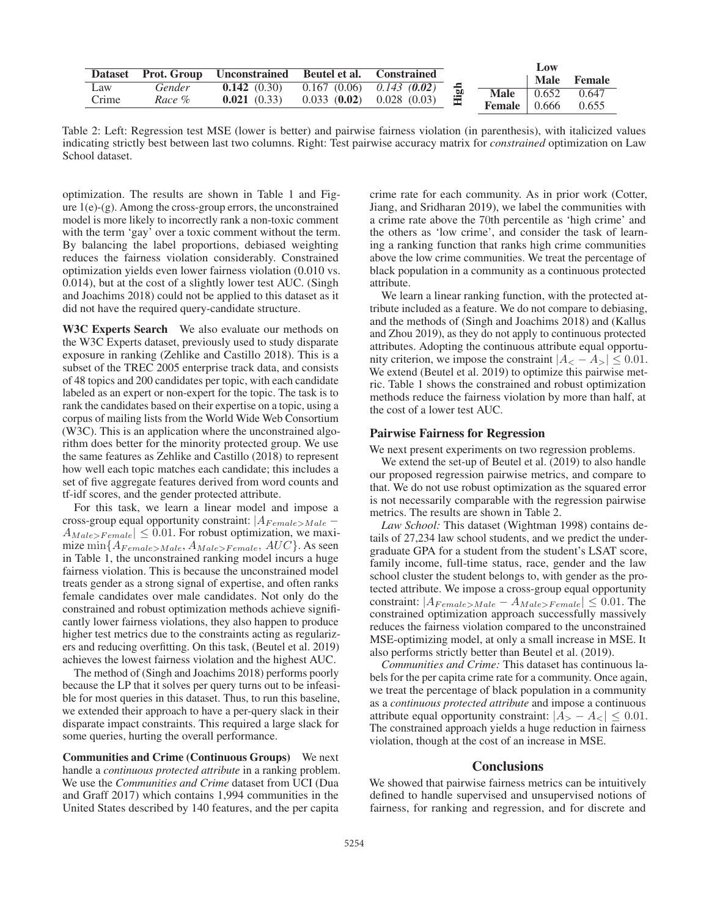| Dataset | Prot. Group | Unconstrained | Beutel et al. | Constrained |
|---|---|---|---|---|
| Law | *Gender* | **0.142** (0.30) | 0.167 (0.06) | *0.143* (***0.02***) |
| Crime | *Race %* | **0.021** (0.33) | 0.033 (**0.02**) | 0.028 (0.03) |

| | | Low | |
|---|---|---|---|
| | | **Male** | **Female** |
| **High** | **Male** | 0.652 | 0.647 |
| | **Female** | 0.666 | 0.655 |

Table 2: Left: Regression test MSE (lower is better) and pairwise fairness violation (in parenthesis), with italicized values indicating strictly best between last two columns. Right: Test pairwise accuracy matrix for *constrained* optimization on Law School dataset.

optimization. The results are shown in Table 1 and Figure 1(e)-(g). Among the cross-group errors, the unconstrained model is more likely to incorrectly rank a non-toxic comment with the term 'gay' over a toxic comment without the term. By balancing the label proportions, debiased weighting reduces the fairness violation considerably. Constrained optimization yields even lower fairness violation (0.010 vs. 0.014), but at the cost of a slightly lower test AUC. (Singh and Joachims 2018) could not be applied to this dataset as it did not have the required query-candidate structure.

**W3C Experts Search** We also evaluate our methods on the W3C Experts dataset, previously used to study disparate exposure in ranking (Zehlike and Castillo 2018). This is a subset of the TREC 2005 enterprise track data, and consists of 48 topics and 200 candidates per topic, with each candidate labeled as an expert or non-expert for the topic. The task is to rank the candidates based on their expertise on a topic, using a corpus of mailing lists from the World Wide Web Consortium (W3C). This is an application where the unconstrained algorithm does better for the minority protected group. We use the same features as Zehlike and Castillo (2018) to represent how well each topic matches each candidate; this includes a set of five aggregate features derived from word counts and tf-idf scores, and the gender protected attribute.

For this task, we learn a linear model and impose a cross-group equal opportunity constraint: $|A_{Female>Male} - A_{Male>Female}| \leq 0.01$. For robust optimization, we maximize $\min\{A_{Female>Male}, A_{Male>Female}, AUC\}$. As seen in Table 1, the unconstrained ranking model incurs a huge fairness violation. This is because the unconstrained model treats gender as a strong signal of expertise, and often ranks female candidates over male candidates. Not only do the constrained and robust optimization methods achieve significantly lower fairness violations, they also happen to produce higher test metrics due to the constraints acting as regularizers and reducing overfitting. On this task, (Beutel et al. 2019) achieves the lowest fairness violation and the highest AUC.

The method of (Singh and Joachims 2018) performs poorly because the LP that it solves per query turns out to be infeasible for most queries in this dataset. Thus, to run this baseline, we extended their approach to have a per-query slack in their disparate impact constraints. This required a large slack for some queries, hurting the overall performance.

**Communities and Crime (Continuous Groups)** We next handle a *continuous protected attribute* in a ranking problem. We use the *Communities and Crime* dataset from UCI (Dua and Graff 2017) which contains 1,994 communities in the United States described by 140 features, and the per capita crime rate for each community. As in prior work (Cotter, Jiang, and Sridharan 2019), we label the communities with a crime rate above the 70th percentile as 'high crime' and the others as 'low crime', and consider the task of learning a ranking function that ranks high crime communities above the low crime communities. We treat the percentage of black population in a community as a continuous protected attribute.

We learn a linear ranking function, with the protected attribute included as a feature. We do not compare to debiasing, and the methods of (Singh and Joachims 2018) and (Kallus and Zhou 2019), as they do not apply to continuous protected attributes. Adopting the continuous attribute equal opportunity criterion, we impose the constraint $|A_{<} - A_{>}| \leq 0.01$. We extend (Beutel et al. 2019) to optimize this pairwise metric. Table 1 shows the constrained and robust optimization methods reduce the fairness violation by more than half, at the cost of a lower test AUC.

## Pairwise Fairness for Regression

We next present experiments on two regression problems.

We extend the set-up of Beutel et al. (2019) to also handle our proposed regression pairwise metrics, and compare to that. We do not use robust optimization as the squared error is not necessarily comparable with the regression pairwise metrics. The results are shown in Table 2.

*Law School:* This dataset (Wightman 1998) contains details of 27,234 law school students, and we predict the undergraduate GPA for a student from the student's LSAT score, family income, full-time status, race, gender and the law school cluster the student belongs to, with gender as the protected attribute. We impose a cross-group equal opportunity constraint: $|A_{Female>Male} - A_{Male>Female}| \leq 0.01$. The constrained optimization approach successfully massively reduces the fairness violation compared to the unconstrained MSE-optimizing model, at only a small increase in MSE. It also performs strictly better than Beutel et al. (2019).

*Communities and Crime:* This dataset has continuous labels for the per capita crime rate for a community. Once again, we treat the percentage of black population in a community as a *continuous protected attribute* and impose a continuous attribute equal opportunity constraint: $|A_{>} - A_{<}| \leq 0.01$. The constrained approach yields a huge reduction in fairness violation, though at the cost of an increase in MSE.

## Conclusions

We showed that pairwise fairness metrics can be intuitively defined to handle supervised and unsupervised notions of fairness, for ranking and regression, and for discrete and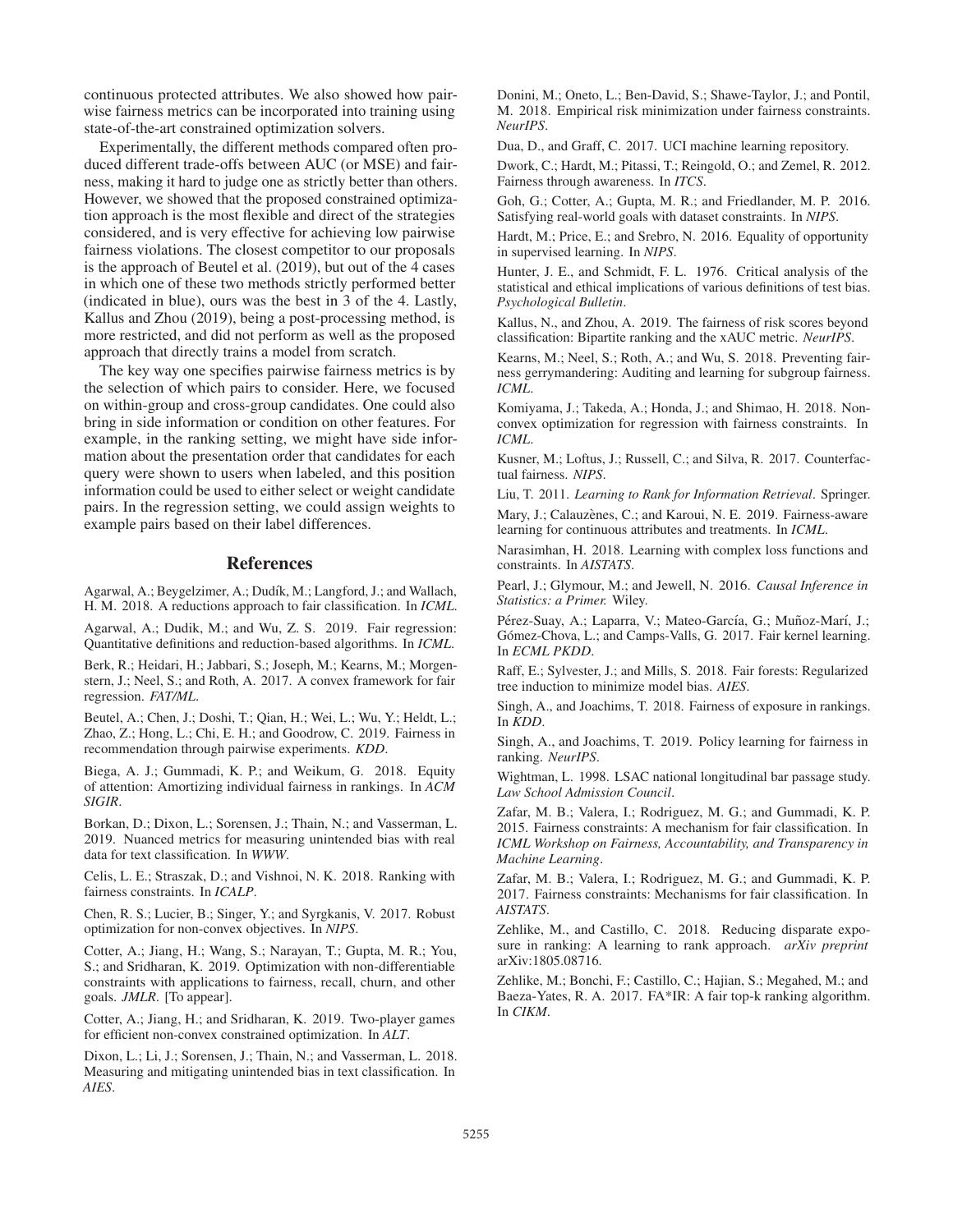continuous protected attributes. We also showed how pairwise fairness metrics can be incorporated into training using state-of-the-art constrained optimization solvers.

Experimentally, the different methods compared often produced different trade-offs between AUC (or MSE) and fairness, making it hard to judge one as strictly better than others. However, we showed that the proposed constrained optimization approach is the most flexible and direct of the strategies considered, and is very effective for achieving low pairwise fairness violations. The closest competitor to our proposals is the approach of Beutel et al. (2019), but out of the 4 cases in which one of these two methods strictly performed better (indicated in blue), ours was the best in 3 of the 4. Lastly, Kallus and Zhou (2019), being a post-processing method, is more restricted, and did not perform as well as the proposed approach that directly trains a model from scratch.

The key way one specifies pairwise fairness metrics is by the selection of which pairs to consider. Here, we focused on within-group and cross-group candidates. One could also bring in side information or condition on other features. For example, in the ranking setting, we might have side information about the presentation order that candidates for each query were shown to users when labeled, and this position information could be used to either select or weight candidate pairs. In the regression setting, we could assign weights to example pairs based on their label differences.

## References

Agarwal, A.; Beygelzimer, A.; Dudík, M.; Langford, J.; and Wallach, H. M. 2018. A reductions approach to fair classification. In *ICML*.

Agarwal, A.; Dudik, M.; and Wu, Z. S. 2019. Fair regression: Quantitative definitions and reduction-based algorithms. In *ICML*.

Berk, R.; Heidari, H.; Jabbari, S.; Joseph, M.; Kearns, M.; Morgenstern, J.; Neel, S.; and Roth, A. 2017. A convex framework for fair regression. *FAT/ML*.

Beutel, A.; Chen, J.; Doshi, T.; Qian, H.; Wei, L.; Wu, Y.; Heldt, L.; Zhao, Z.; Hong, L.; Chi, E. H.; and Goodrow, C. 2019. Fairness in recommendation through pairwise experiments. *KDD*.

Biega, A. J.; Gummadi, K. P.; and Weikum, G. 2018. Equity of attention: Amortizing individual fairness in rankings. In *ACM SIGIR*.

Borkan, D.; Dixon, L.; Sorensen, J.; Thain, N.; and Vasserman, L. 2019. Nuanced metrics for measuring unintended bias with real data for text classification. In *WWW*.

Celis, L. E.; Straszak, D.; and Vishnoi, N. K. 2018. Ranking with fairness constraints. In *ICALP*.

Chen, R. S.; Lucier, B.; Singer, Y.; and Syrgkanis, V. 2017. Robust optimization for non-convex objectives. In *NIPS*.

Cotter, A.; Jiang, H.; Wang, S.; Narayan, T.; Gupta, M. R.; You, S.; and Sridharan, K. 2019. Optimization with non-differentiable constraints with applications to fairness, recall, churn, and other goals. *JMLR*. [To appear].

Cotter, A.; Jiang, H.; and Sridharan, K. 2019. Two-player games for efficient non-convex constrained optimization. In *ALT*.

Dixon, L.; Li, J.; Sorensen, J.; Thain, N.; and Vasserman, L. 2018. Measuring and mitigating unintended bias in text classification. In *AIES*.

Donini, M.; Oneto, L.; Ben-David, S.; Shawe-Taylor, J.; and Pontil, M. 2018. Empirical risk minimization under fairness constraints. *NeurIPS*.

Dua, D., and Graff, C. 2017. UCI machine learning repository.

Dwork, C.; Hardt, M.; Pitassi, T.; Reingold, O.; and Zemel, R. 2012. Fairness through awareness. In *ITCS*.

Goh, G.; Cotter, A.; Gupta, M. R.; and Friedlander, M. P. 2016. Satisfying real-world goals with dataset constraints. In *NIPS*.

Hardt, M.; Price, E.; and Srebro, N. 2016. Equality of opportunity in supervised learning. In *NIPS*.

Hunter, J. E., and Schmidt, F. L. 1976. Critical analysis of the statistical and ethical implications of various definitions of test bias. *Psychological Bulletin*.

Kallus, N., and Zhou, A. 2019. The fairness of risk scores beyond classification: Bipartite ranking and the xAUC metric. *NeurIPS*.

Kearns, M.; Neel, S.; Roth, A.; and Wu, S. 2018. Preventing fairness gerrymandering: Auditing and learning for subgroup fairness. *ICML*.

Komiyama, J.; Takeda, A.; Honda, J.; and Shimao, H. 2018. Nonconvex optimization for regression with fairness constraints. In *ICML*.

Kusner, M.; Loftus, J.; Russell, C.; and Silva, R. 2017. Counterfactual fairness. *NIPS*.

Liu, T. 2011. *Learning to Rank for Information Retrieval*. Springer.

Mary, J.; Calauzènes, C.; and Karoui, N. E. 2019. Fairness-aware learning for continuous attributes and treatments. In *ICML*.

Narasimhan, H. 2018. Learning with complex loss functions and constraints. In *AISTATS*.

Pearl, J.; Glymour, M.; and Jewell, N. 2016. *Causal Inference in Statistics: a Primer.* Wiley.

Pérez-Suay, A.; Laparra, V.; Mateo-García, G.; Muñoz-Marí, J.; Gómez-Chova, L.; and Camps-Valls, G. 2017. Fair kernel learning. In *ECML PKDD*.

Raff, E.; Sylvester, J.; and Mills, S. 2018. Fair forests: Regularized tree induction to minimize model bias. *AIES*.

Singh, A., and Joachims, T. 2018. Fairness of exposure in rankings. In *KDD*.

Singh, A., and Joachims, T. 2019. Policy learning for fairness in ranking. *NeurIPS*.

Wightman, L. 1998. LSAC national longitudinal bar passage study. *Law School Admission Council*.

Zafar, M. B.; Valera, I.; Rodriguez, M. G.; and Gummadi, K. P. 2015. Fairness constraints: A mechanism for fair classification. In *ICML Workshop on Fairness, Accountability, and Transparency in Machine Learning*.

Zafar, M. B.; Valera, I.; Rodriguez, M. G.; and Gummadi, K. P. 2017. Fairness constraints: Mechanisms for fair classification. In *AISTATS*.

Zehlike, M., and Castillo, C. 2018. Reducing disparate exposure in ranking: A learning to rank approach. *arXiv preprint* arXiv:1805.08716.

Zehlike, M.; Bonchi, F.; Castillo, C.; Hajian, S.; Megahed, M.; and Baeza-Yates, R. A. 2017. FA*IR: A fair top-k ranking algorithm. In *CIKM*.